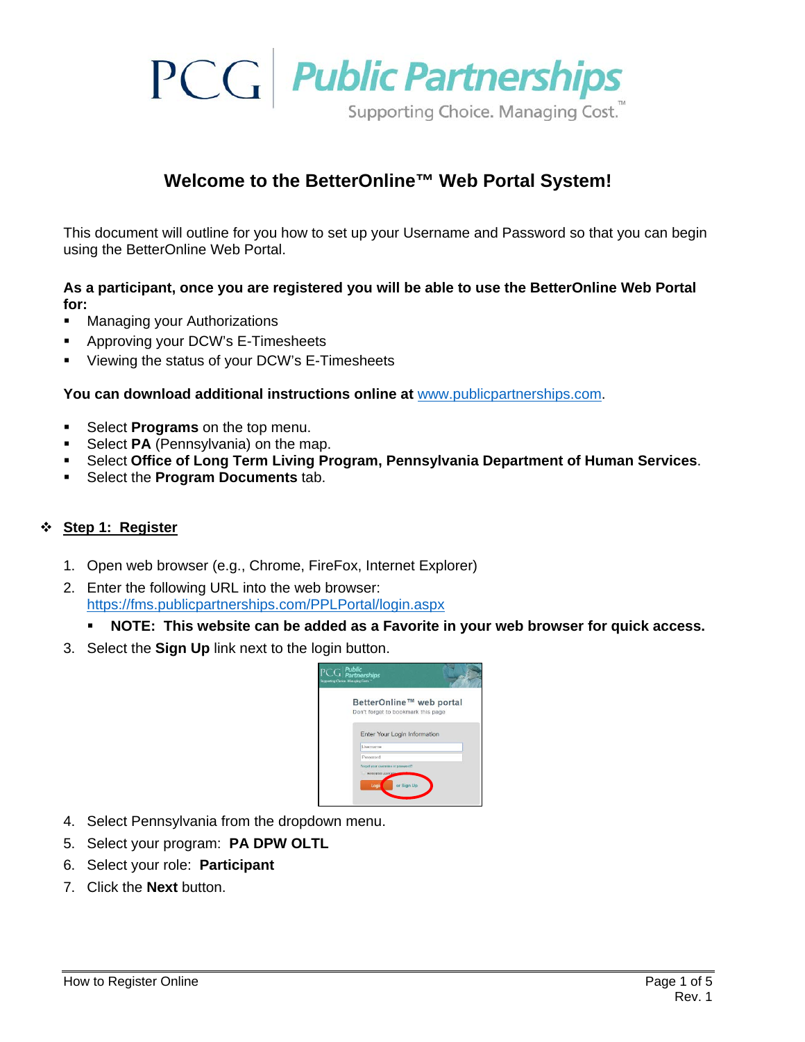# Welcome to the BetterOnline™ Web Portal System!

This document will outline for you how to set up your Username and Password so that you can begin using the BetterOnline Web Portal.

**As a participant, once you are registered you will be able to use the BetterOnline Web Portal for:**

- Managing your Authorizations
- Approving your DCW's E-Timesheets
- Viewing the status of your DCW's E-Timesheets

**You can download additional instructions online at** [www.publicpartnerships.com](http://www.publicpartnerships.com).

- Select **Programs** on the top menu.
- Select **PA** (Pennsylvania) on the map.
- Select **Office of Long Term Living Program, Pennsylvania Department of Human Services**.
- Select the **Program Documents** tab.

## Step 1: Register

1. Open web browser (e.g., Chrome, FireFox, Internet Explorer)
2. Enter the following URL into the web browser: [https://fms.publicpartnerships.com/PPLPortal/login.aspx](https://fms.publicpartnerships.com/PPLPortal/login.aspx)
   - **NOTE: This website can be added as a Favorite in your web browser for quick access.**
3. Select the **Sign Up** link next to the login button.
4. Select Pennsylvania from the dropdown menu.
5. Select your program: **PA DPW OLTL**
6. Select your role: **Participant**
7. Click the **Next** button.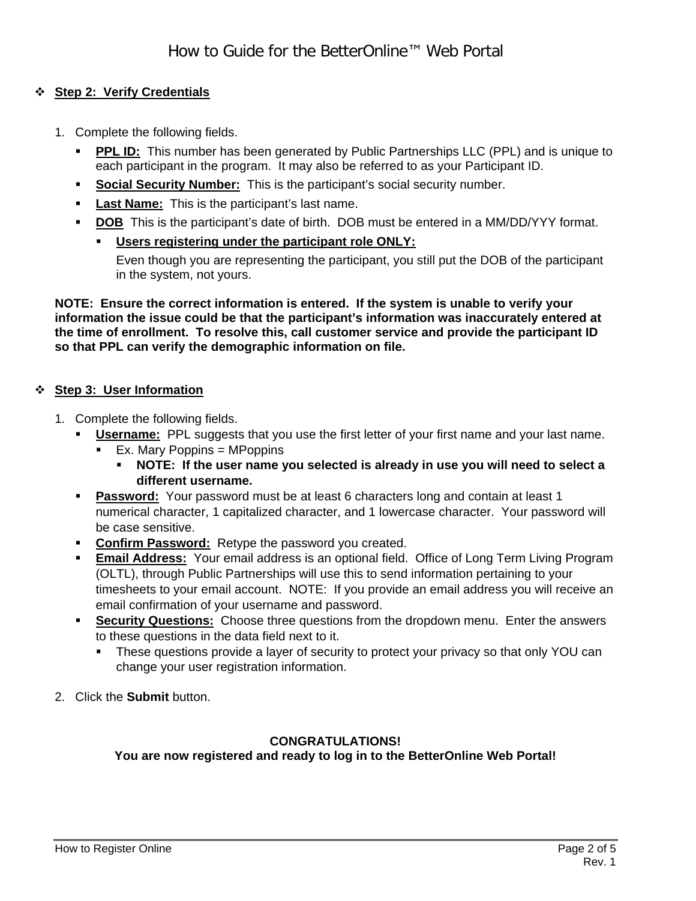- **Step 2: Verify Credentials**

1. Complete the following fields.
   - **PPL ID:** This number has been generated by Public Partnerships LLC (PPL) and is unique to each participant in the program. It may also be referred to as your Participant ID.
   - **Social Security Number:** This is the participant's social security number.
   - **Last Name:** This is the participant's last name.
   - **DOB** This is the participant's date of birth. DOB must be entered in a MM/DD/YYY format.
     - **Users registering under the participant role ONLY:**

       Even though you are representing the participant, you still put the DOB of the participant in the system, not yours.

**NOTE: Ensure the correct information is entered. If the system is unable to verify your information the issue could be that the participant's information was inaccurately entered at the time of enrollment. To resolve this, call customer service and provide the participant ID so that PPL can verify the demographic information on file.**

- **Step 3: User Information**

1. Complete the following fields.
   - **Username:** PPL suggests that you use the first letter of your first name and your last name.
     - Ex. Mary Poppins = MPoppins
       - **NOTE: If the user name you selected is already in use you will need to select a different username.**
   - **Password:** Your password must be at least 6 characters long and contain at least 1 numerical character, 1 capitalized character, and 1 lowercase character. Your password will be case sensitive.
   - **Confirm Password:** Retype the password you created.
   - **Email Address:** Your email address is an optional field. Office of Long Term Living Program (OLTL), through Public Partnerships will use this to send information pertaining to your timesheets to your email account. NOTE: If you provide an email address you will receive an email confirmation of your username and password.
   - **Security Questions:** Choose three questions from the dropdown menu. Enter the answers to these questions in the data field next to it.
     - These questions provide a layer of security to protect your privacy so that only YOU can change your user registration information.
2. Click the **Submit** button.

**CONGRATULATIONS!**
**You are now registered and ready to log in to the BetterOnline Web Portal!**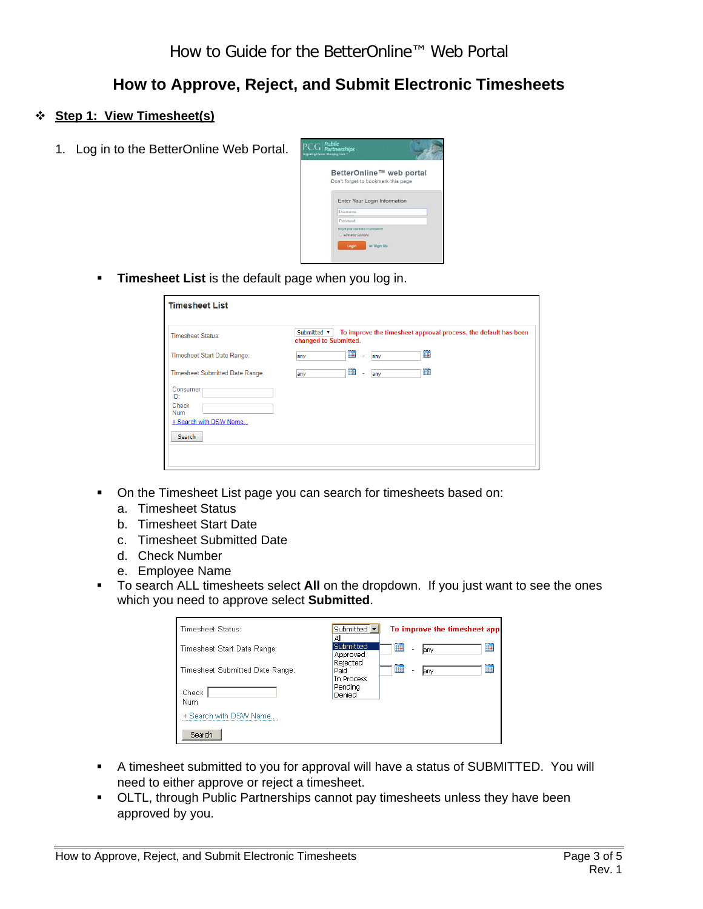How to Guide for the BetterOnline™ Web Portal

# How to Approve, Reject, and Submit Electronic Timesheets

## ❖ Step 1: View Timesheet(s)

1. Log in to the BetterOnline Web Portal.

- **Timesheet List** is the default page when you log in.

- On the Timesheet List page you can search for timesheets based on:
  a. Timesheet Status
  b. Timesheet Start Date
  c. Timesheet Submitted Date
  d. Check Number
  e. Employee Name
- To search ALL timesheets select **All** on the dropdown. If you just want to see the ones which you need to approve select **Submitted**.

- A timesheet submitted to you for approval will have a status of SUBMITTED. You will need to either approve or reject a timesheet.
- OLTL, through Public Partnerships cannot pay timesheets unless they have been approved by you.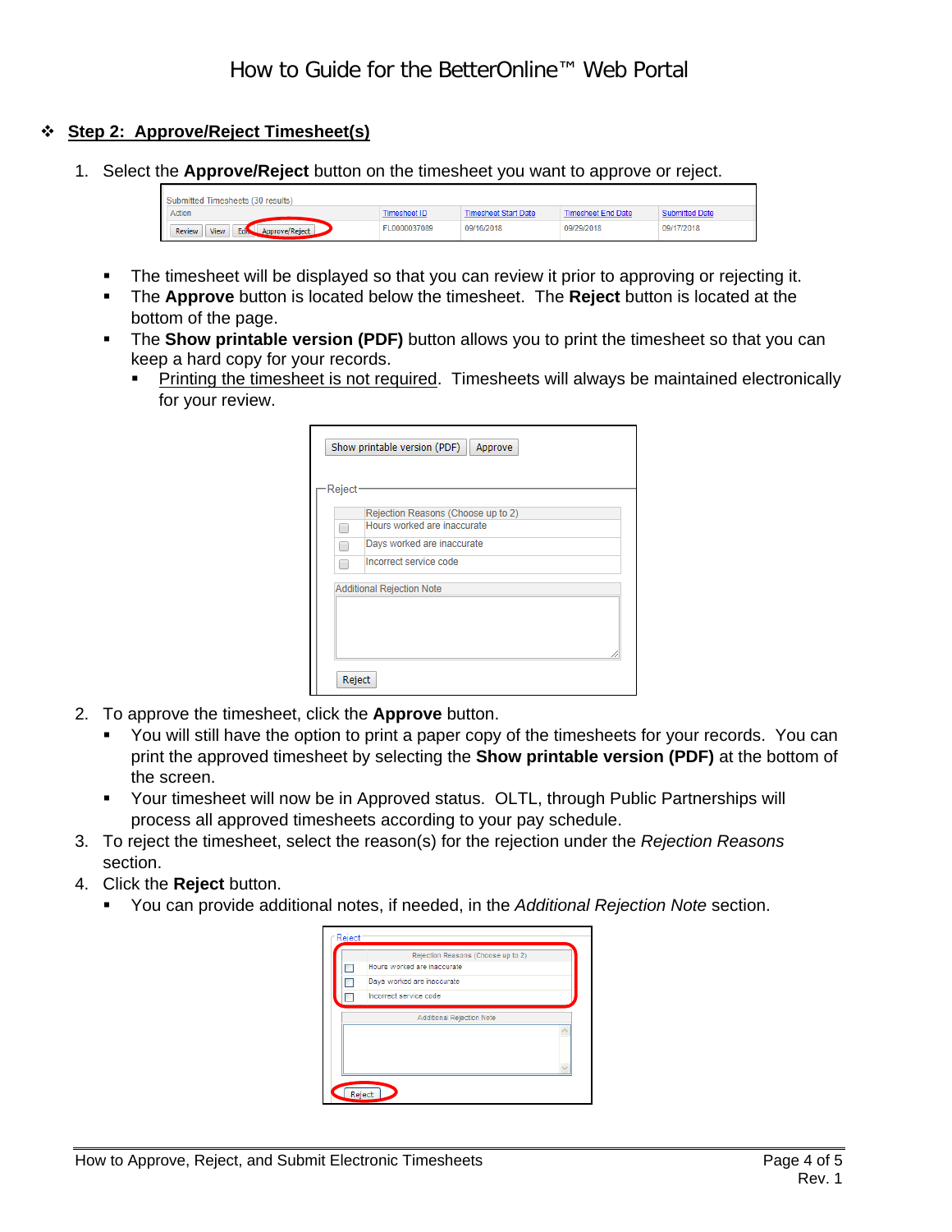## ❖ Step 2: Approve/Reject Timesheet(s)

1. Select the **Approve/Reject** button on the timesheet you want to approve or reject.

   - The timesheet will be displayed so that you can review it prior to approving or rejecting it.
   - The **Approve** button is located below the timesheet. The **Reject** button is located at the bottom of the page.
   - The **Show printable version (PDF)** button allows you to print the timesheet so that you can keep a hard copy for your records.
     - Printing the timesheet is not required. Timesheets will always be maintained electronically for your review.

2. To approve the timesheet, click the **Approve** button.
   - You will still have the option to print a paper copy of the timesheets for your records. You can print the approved timesheet by selecting the **Show printable version (PDF)** at the bottom of the screen.
   - Your timesheet will now be in Approved status. OLTL, through Public Partnerships will process all approved timesheets according to your pay schedule.
3. To reject the timesheet, select the reason(s) for the rejection under the *Rejection Reasons* section.
4. Click the **Reject** button.
   - You can provide additional notes, if needed, in the *Additional Rejection Note* section.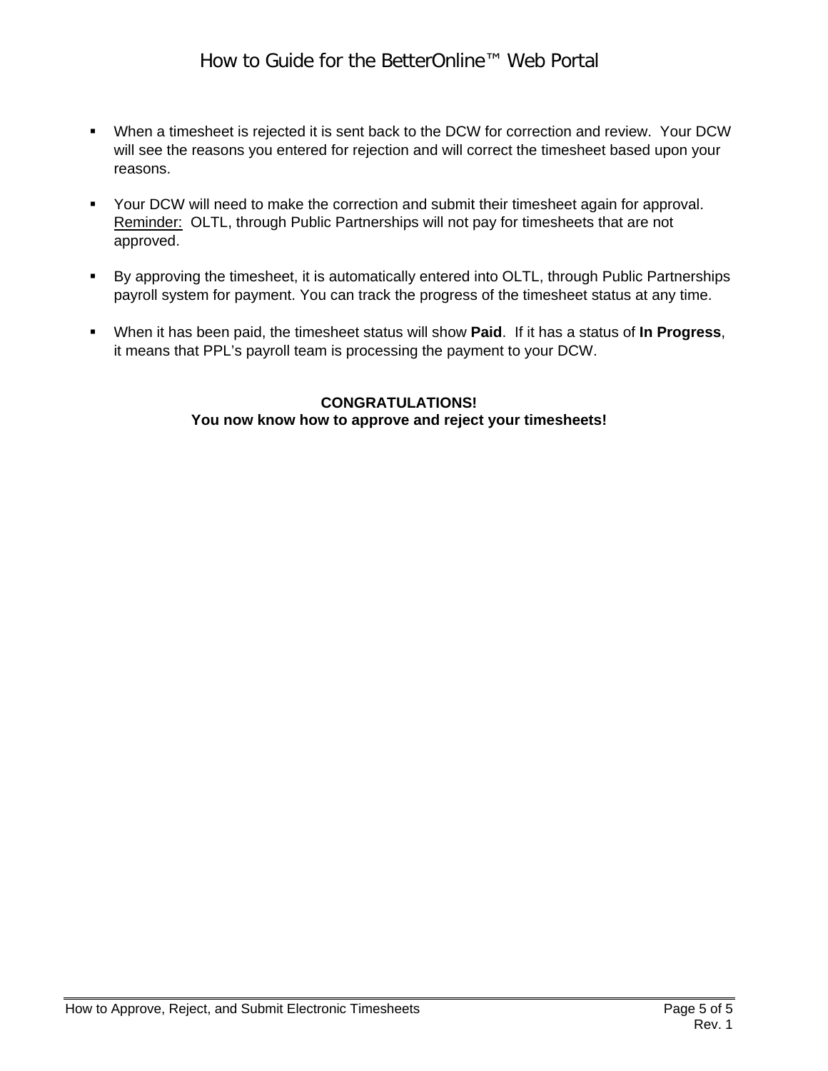- When a timesheet is rejected it is sent back to the DCW for correction and review. Your DCW will see the reasons you entered for rejection and will correct the timesheet based upon your reasons.

- Your DCW will need to make the correction and submit their timesheet again for approval. Reminder: OLTL, through Public Partnerships will not pay for timesheets that are not approved.

- By approving the timesheet, it is automatically entered into OLTL, through Public Partnerships payroll system for payment. You can track the progress of the timesheet status at any time.

- When it has been paid, the timesheet status will show **Paid**. If it has a status of **In Progress**, it means that PPL's payroll team is processing the payment to your DCW.

**CONGRATULATIONS!**
**You now know how to approve and reject your timesheets!**